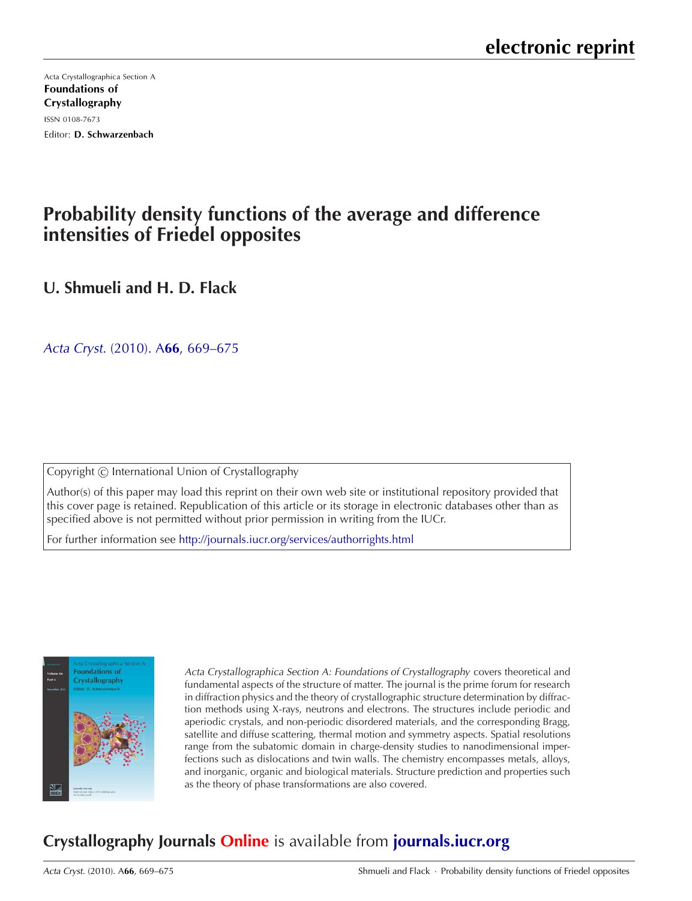# electronic reprint

Acta Crystallographica Section A

**Foundations of Crystallography**

ISSN 0108-7673

Editor: **D. Schwarzenbach**

# Probability density functions of the average and difference intensities of Friedel opposites

## U. Shmueli and H. D. Flack

*Acta Cryst.* (2010). A**66**, 669–675

Copyright © International Union of Crystallography

Author(s) of this paper may load this reprint on their own web site or institutional repository provided that this cover page is retained. Republication of this article or its storage in electronic databases other than as specified above is not permitted without prior permission in writing from the IUCr.

For further information see http://journals.iucr.org/services/authorrights.html

*Acta Crystallographica Section A: Foundations of Crystallography* covers theoretical and fundamental aspects of the structure of matter. The journal is the prime forum for research in diffraction physics and the theory of crystallographic structure determination by diffraction methods using X-rays, neutrons and electrons. The structures include periodic and aperiodic crystals, and non-periodic disordered materials, and the corresponding Bragg, satellite and diffuse scattering, thermal motion and symmetry aspects. Spatial resolutions range from the subatomic domain in charge-density studies to nanodimensional imperfections such as dislocations and twin walls. The chemistry encompasses metals, alloys, and inorganic, organic and biological materials. Structure prediction and properties such as the theory of phase transformations are also covered.

## Crystallography Journals Online is available from journals.iucr.org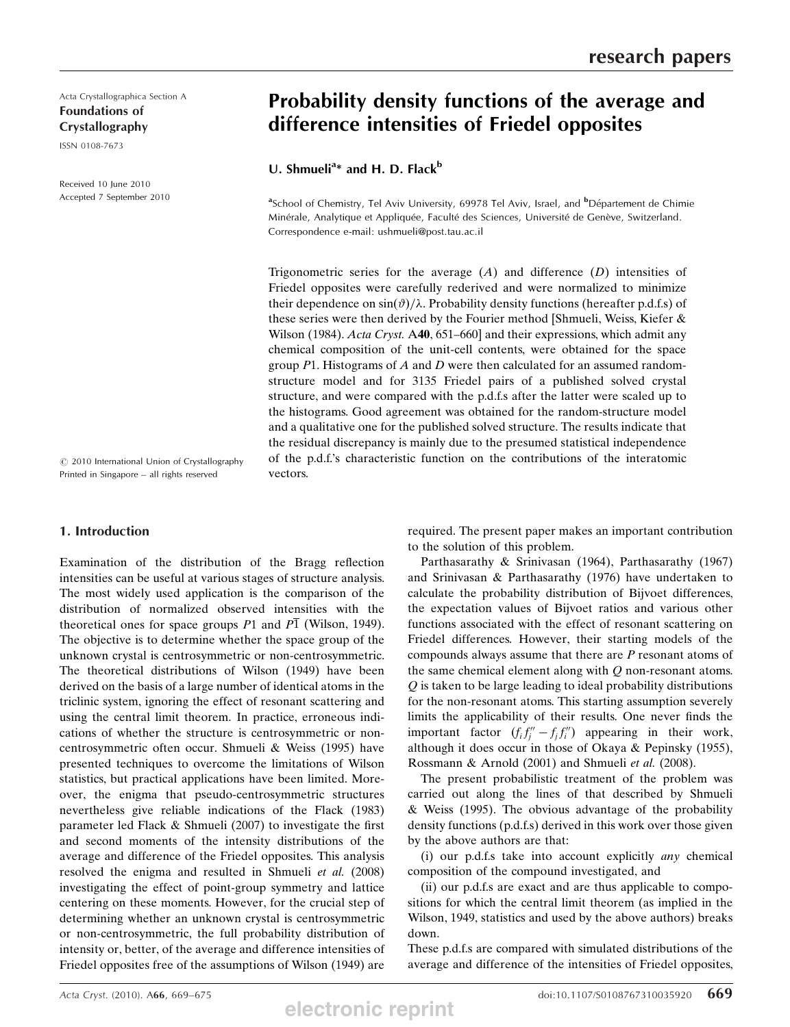Acta Crystallographica Section A
**Foundations of Crystallography**
ISSN 0108-7673

Received 10 June 2010
Accepted 7 September 2010

# Probability density functions of the average and difference intensities of Friedel opposites

**U. Shmueli[a]* and H. D. Flack[b]**

[a]School of Chemistry, Tel Aviv University, 69978 Tel Aviv, Israel, and [b]Département de Chimie Minérale, Analytique et Appliquée, Faculté des Sciences, Université de Genève, Switzerland. Correspondence e-mail: ushmueli@post.tau.ac.il

Trigonometric series for the average ($A$) and difference ($D$) intensities of Friedel opposites were carefully rederived and were normalized to minimize their dependence on $\sin(\vartheta)/\lambda$. Probability density functions (hereafter p.d.f.s) of these series were then derived by the Fourier method [Shmueli, Weiss, Kiefer & Wilson (1984). *Acta Cryst.* A**40**, 651–660] and their expressions, which admit any chemical composition of the unit-cell contents, were obtained for the space group $P1$. Histograms of $A$ and $D$ were then calculated for an assumed random-structure model and for 3135 Friedel pairs of a published solved crystal structure, and were compared with the p.d.f.s after the latter were scaled up to the histograms. Good agreement was obtained for the random-structure model and a qualitative one for the published solved structure. The results indicate that the residual discrepancy is mainly due to the presumed statistical independence of the p.d.f.'s characteristic function on the contributions of the interatomic vectors.

© 2010 International Union of Crystallography
Printed in Singapore – all rights reserved

## 1. Introduction

Examination of the distribution of the Bragg reflection intensities can be useful at various stages of structure analysis. The most widely used application is the comparison of the distribution of normalized observed intensities with the theoretical ones for space groups $P1$ and $P\bar{1}$ (Wilson, 1949). The objective is to determine whether the space group of the unknown crystal is centrosymmetric or non-centrosymmetric. The theoretical distributions of Wilson (1949) have been derived on the basis of a large number of identical atoms in the triclinic system, ignoring the effect of resonant scattering and using the central limit theorem. In practice, erroneous indications of whether the structure is centrosymmetric or non-centrosymmetric often occur. Shmueli & Weiss (1995) have presented techniques to overcome the limitations of Wilson statistics, but practical applications have been limited. Moreover, the enigma that pseudo-centrosymmetric structures nevertheless give reliable indications of the Flack (1983) parameter led Flack & Shmueli (2007) to investigate the first and second moments of the intensity distributions of the average and difference of the Friedel opposites. This analysis resolved the enigma and resulted in Shmueli *et al.* (2008) investigating the effect of point-group symmetry and lattice centering on these moments. However, for the crucial step of determining whether an unknown crystal is centrosymmetric or non-centrosymmetric, the full probability distribution of intensity or, better, of the average and difference intensities of Friedel opposites free of the assumptions of Wilson (1949) are required. The present paper makes an important contribution to the solution of this problem.

Parthasarathy & Srinivasan (1964), Parthasarathy (1967) and Srinivasan & Parthasarathy (1976) have undertaken to calculate the probability distribution of Bijvoet differences, the expectation values of Bijvoet ratios and various other functions associated with the effect of resonant scattering on Friedel differences. However, their starting models of the compounds always assume that there are $P$ resonant atoms of the same chemical element along with $Q$ non-resonant atoms. $Q$ is taken to be large leading to ideal probability distributions for the non-resonant atoms. This starting assumption severely limits the applicability of their results. One never finds the important factor $(f_i f_j'' - f_j f_i'')$ appearing in their work, although it does occur in those of Okaya & Pepinsky (1955), Rossmann & Arnold (2001) and Shmueli *et al.* (2008).

The present probabilistic treatment of the problem was carried out along the lines of that described by Shmueli & Weiss (1995). The obvious advantage of the probability density functions (p.d.f.s) derived in this work over those given by the above authors are that:

(i) our p.d.f.s take into account explicitly *any* chemical composition of the compound investigated, and

(ii) our p.d.f.s are exact and are thus applicable to compositions for which the central limit theorem (as implied in the Wilson, 1949, statistics and used by the above authors) breaks down.

These p.d.f.s are compared with simulated distributions of the average and difference of the intensities of Friedel opposites,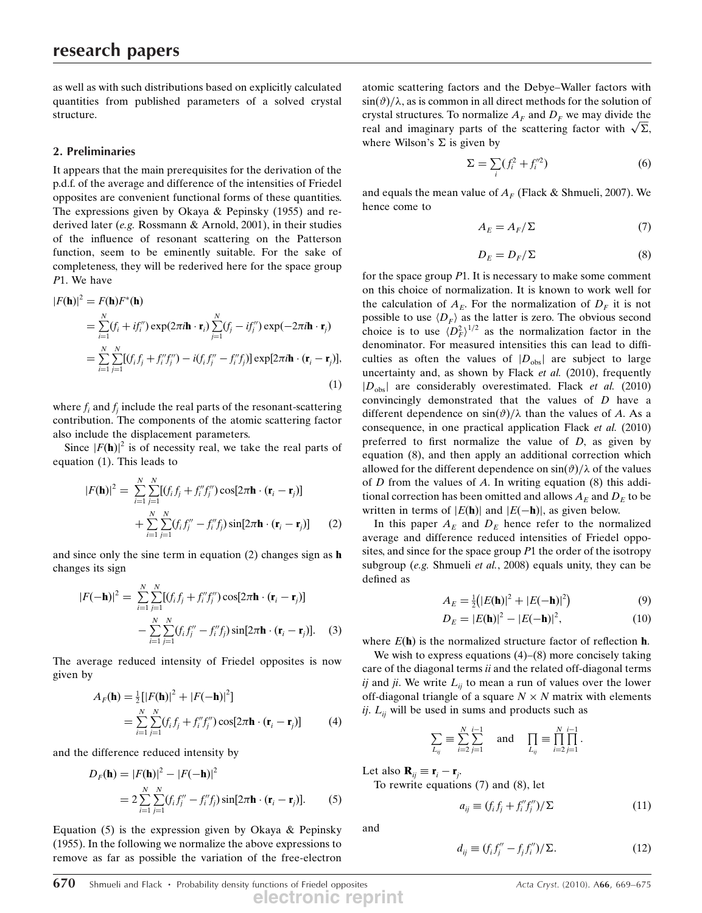as well as with such distributions based on explicitly calculated quantities from published parameters of a solved crystal structure.

## 2. Preliminaries

It appears that the main prerequisites for the derivation of the p.d.f. of the average and difference of the intensities of Friedel opposites are convenient functional forms of these quantities. The expressions given by Okaya & Pepinsky (1955) and re-derived later (*e.g.* Rossmann & Arnold, 2001), in their studies of the influence of resonant scattering on the Patterson function, seem to be eminently suitable. For the sake of completeness, they will be rederived here for the space group $P1$. We have

$$
\begin{aligned}
|F(\mathbf{h})|^2 &= F(\mathbf{h})F^*(\mathbf{h}) \\
&= \sum_{i=1}^{N}(f_i + if_i'')\exp(2\pi i\mathbf{h}\cdot\mathbf{r}_i)\sum_{j=1}^{N}(f_j - if_j'')\exp(-2\pi i\mathbf{h}\cdot\mathbf{r}_j) \\
&= \sum_{i=1}^{N}\sum_{j=1}^{N}[(f_if_j + f_i''f_j'') - i(f_if_j'' - f_i''f_j)]\exp[2\pi i\mathbf{h}\cdot(\mathbf{r}_i - \mathbf{r}_j)],
\end{aligned} \tag{1}
$$

where $f_i$ and $f_j$ include the real parts of the resonant-scattering contribution. The components of the atomic scattering factor also include the displacement parameters.

Since $|F(\mathbf{h})|^2$ is of necessity real, we take the real parts of equation (1). This leads to

$$
\begin{aligned}
|F(\mathbf{h})|^2 = &\sum_{i=1}^{N}\sum_{j=1}^{N}[(f_if_j + f_i''f_j'')\cos[2\pi\mathbf{h}\cdot(\mathbf{r}_i - \mathbf{r}_j)] \\
&+ \sum_{i=1}^{N}\sum_{j=1}^{N}(f_if_j'' - f_i''f_j)\sin[2\pi\mathbf{h}\cdot(\mathbf{r}_i - \mathbf{r}_j)]
\end{aligned} \tag{2}
$$

and since only the sine term in equation (2) changes sign as $\mathbf{h}$ changes its sign

$$
\begin{aligned}
|F(-\mathbf{h})|^2 = &\sum_{i=1}^{N}\sum_{j=1}^{N}[(f_if_j + f_i''f_j'')\cos[2\pi\mathbf{h}\cdot(\mathbf{r}_i - \mathbf{r}_j)] \\
&- \sum_{i=1}^{N}\sum_{j=1}^{N}(f_if_j'' - f_i''f_j)\sin[2\pi\mathbf{h}\cdot(\mathbf{r}_i - \mathbf{r}_j)].
\end{aligned} \tag{3}
$$

The average reduced intensity of Friedel opposites is now given by

$$
\begin{aligned}
A_F(\mathbf{h}) &= \tfrac{1}{2}[|F(\mathbf{h})|^2 + |F(-\mathbf{h})|^2] \\
&= \sum_{i=1}^{N}\sum_{j=1}^{N}(f_if_j + f_i''f_j'')\cos[2\pi\mathbf{h}\cdot(\mathbf{r}_i - \mathbf{r}_j)]
\end{aligned} \tag{4}
$$

and the difference reduced intensity by

$$
\begin{aligned}
D_F(\mathbf{h}) &= |F(\mathbf{h})|^2 - |F(-\mathbf{h})|^2 \\
&= 2\sum_{i=1}^{N}\sum_{j=1}^{N}(f_if_j'' - f_i''f_j)\sin[2\pi\mathbf{h}\cdot(\mathbf{r}_i - \mathbf{r}_j)].
\end{aligned} \tag{5}
$$

Equation (5) is the expression given by Okaya & Pepinsky (1955). In the following we normalize the above expressions to remove as far as possible the variation of the free-electron atomic scattering factors and the Debye–Waller factors with $\sin(\vartheta)/\lambda$, as is common in all direct methods for the solution of crystal structures. To normalize $A_F$ and $D_F$ we may divide the real and imaginary parts of the scattering factor with $\sqrt{\Sigma}$, where Wilson's $\Sigma$ is given by

$$
\Sigma = \sum_i(f_i^2 + f_i''^2) \tag{6}
$$

and equals the mean value of $A_F$ (Flack & Shmueli, 2007). We hence come to

$$
A_E = A_F/\Sigma \tag{7}
$$

$$
D_E = D_F/\Sigma \tag{8}
$$

for the space group $P1$. It is necessary to make some comment on this choice of normalization. It is known to work well for the calculation of $A_E$. For the normalization of $D_F$ it is not possible to use $\langle D_F\rangle$ as the latter is zero. The obvious second choice is to use $\langle D_F^2\rangle^{1/2}$ as the normalization factor in the denominator. For measured intensities this can lead to difficulties as often the values of $|D_{\rm obs}|$ are subject to large uncertainty and, as shown by Flack *et al.* (2010), frequently $|D_{\rm obs}|$ are considerably overestimated. Flack *et al.* (2010) convincingly demonstrated that the values of $D$ have a different dependence on $\sin(\vartheta)/\lambda$ than the values of $A$. As a consequence, in one practical application Flack *et al.* (2010) preferred to first normalize the value of $D$, as given by equation (8), and then apply an additional correction which allowed for the different dependence on $\sin(\vartheta)/\lambda$ of the values of $D$ from the values of $A$. In writing equation (8) this additional correction has been omitted and allows $A_E$ and $D_E$ to be written in terms of $|E(\mathbf{h})|$ and $|E(-\mathbf{h})|$, as given below.

In this paper $A_E$ and $D_E$ hence refer to the normalized average and difference reduced intensities of Friedel opposites, and since for the space group $P1$ the order of the isotropy subgroup (*e.g.* Shmueli *et al.*, 2008) equals unity, they can be defined as

$$
A_E = \tfrac{1}{2}\left(|E(\mathbf{h})|^2 + |E(-\mathbf{h})|^2\right) \tag{9}
$$

$$
D_E = |E(\mathbf{h})|^2 - |E(-\mathbf{h})|^2, \tag{10}
$$

where $E(\mathbf{h})$ is the normalized structure factor of reflection $\mathbf{h}$.

We wish to express equations (4)–(8) more concisely taking care of the diagonal terms $ii$ and the related off-diagonal terms $ij$ and $ji$. We write $L_{ij}$ to mean a run of values over the lower off-diagonal triangle of a square $N \times N$ matrix with elements $ij$. $L_{ij}$ will be used in sums and products such as

$$
\sum_{L_{ij}} \equiv \sum_{i=2}^{N}\sum_{j=1}^{i-1} \quad \text{and} \quad \prod_{L_{ij}} \equiv \prod_{i=2}^{N}\prod_{j=1}^{i-1}.
$$

Let also $\mathbf{R}_{ij} \equiv \mathbf{r}_i - \mathbf{r}_j$.

To rewrite equations (7) and (8), let

$$
a_{ij} \equiv (f_if_j + f_i''f_j'')/\Sigma \tag{11}
$$

and

$$
d_{ij} \equiv (f_if_j'' - f_jf_i'')/\Sigma. \tag{12}
$$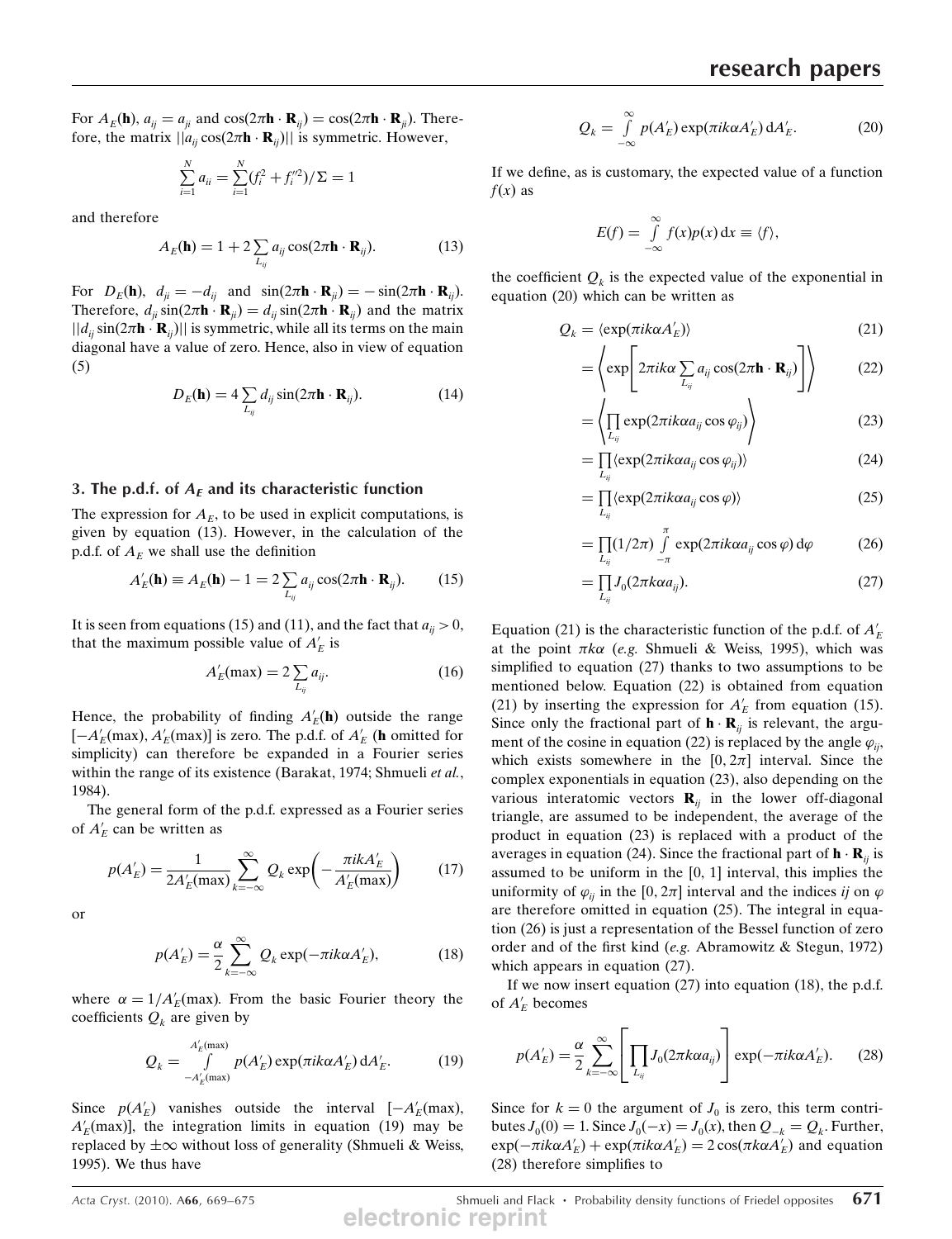For $A_E(\mathbf{h})$, $a_{ij} = a_{ji}$ and $\cos(2\pi\mathbf{h}\cdot\mathbf{R}_{ij}) = \cos(2\pi\mathbf{h}\cdot\mathbf{R}_{ji})$. Therefore, the matrix $||a_{ij}\cos(2\pi\mathbf{h}\cdot\mathbf{R}_{ij})||$ is symmetric. However,

$$\sum_{i=1}^{N} a_{ii} = \sum_{i=1}^{N} (f_i^2 + f_i''^2)/\Sigma = 1$$

and therefore

$$A_E(\mathbf{h}) = 1 + 2\sum_{L_{ij}} a_{ij}\cos(2\pi\mathbf{h}\cdot\mathbf{R}_{ij}). \tag{13}$$

For $D_E(\mathbf{h})$, $d_{ji} = -d_{ij}$ and $\sin(2\pi\mathbf{h}\cdot\mathbf{R}_{ji}) = -\sin(2\pi\mathbf{h}\cdot\mathbf{R}_{ij})$. Therefore, $d_{ji}\sin(2\pi\mathbf{h}\cdot\mathbf{R}_{ji}) = d_{ij}\sin(2\pi\mathbf{h}\cdot\mathbf{R}_{ij})$ and the matrix $||d_{ij}\sin(2\pi\mathbf{h}\cdot\mathbf{R}_{ij})||$ is symmetric, while all its terms on the main diagonal have a value of zero. Hence, also in view of equation (5)

$$D_E(\mathbf{h}) = 4\sum_{L_{ij}} d_{ij}\sin(2\pi\mathbf{h}\cdot\mathbf{R}_{ij}). \tag{14}$$

## 3. The p.d.f. of $A_E$ and its characteristic function

The expression for $A_E$, to be used in explicit computations, is given by equation (13). However, in the calculation of the p.d.f. of $A_E$ we shall use the definition

$$A_E'(\mathbf{h}) \equiv A_E(\mathbf{h}) - 1 = 2\sum_{L_{ij}} a_{ij}\cos(2\pi\mathbf{h}\cdot\mathbf{R}_{ij}). \tag{15}$$

It is seen from equations (15) and (11), and the fact that $a_{ij} > 0$, that the maximum possible value of $A_E'$ is

$$A_E'(\max) = 2\sum_{L_{ij}} a_{ij}. \tag{16}$$

Hence, the probability of finding $A_E'(\mathbf{h})$ outside the range $[-A_E'(\max), A_E'(\max)]$ is zero. The p.d.f. of $A_E'$ ($\mathbf{h}$ omitted for simplicity) can therefore be expanded in a Fourier series within the range of its existence (Barakat, 1974; Shmueli *et al.*, 1984).

The general form of the p.d.f. expressed as a Fourier series of $A_E'$ can be written as

$$p(A_E') = \frac{1}{2A_E'(\max)}\sum_{k=-\infty}^{\infty} Q_k \exp\left(-\frac{\pi i k A_E'}{A_E'(\max)}\right) \tag{17}$$

or

$$p(A_E') = \frac{\alpha}{2}\sum_{k=-\infty}^{\infty} Q_k \exp(-\pi i k\alpha A_E'), \tag{18}$$

where $\alpha = 1/A_E'(\max)$. From the basic Fourier theory the coefficients $Q_k$ are given by

$$Q_k = \int_{-A_E'(\max)}^{A_E'(\max)} p(A_E')\exp(\pi i k\alpha A_E')\,\mathrm{d}A_E'. \tag{19}$$

Since $p(A_E')$ vanishes outside the interval $[-A_E'(\max), A_E'(\max)]$, the integration limits in equation (19) may be replaced by $\pm\infty$ without loss of generality (Shmueli & Weiss, 1995). We thus have

$$Q_k = \int_{-\infty}^{\infty} p(A_E')\exp(\pi i k\alpha A_E')\,\mathrm{d}A_E'. \tag{20}$$

If we define, as is customary, the expected value of a function $f(x)$ as

$$E(f) = \int_{-\infty}^{\infty} f(x)p(x)\,\mathrm{d}x \equiv \langle f\rangle,$$

the coefficient $Q_k$ is the expected value of the exponential in equation (20) which can be written as

$$Q_k = \langle\exp(\pi i k\alpha A_E')\rangle \tag{21}$$

$$= \left\langle \exp\left[2\pi i k\alpha \sum_{L_{ij}} a_{ij}\cos(2\pi\mathbf{h}\cdot\mathbf{R}_{ij})\right]\right\rangle \tag{22}$$

$$= \left\langle \prod_{L_{ij}} \exp(2\pi i k\alpha a_{ij}\cos\varphi_{ij})\right\rangle \tag{23}$$

$$= \prod_{L_{ij}} \langle\exp(2\pi i k\alpha a_{ij}\cos\varphi_{ij})\rangle \tag{24}$$

$$= \prod_{L_{ij}} \langle\exp(2\pi i k\alpha a_{ij}\cos\varphi)\rangle \tag{25}$$

$$= \prod_{L_{ij}} (1/2\pi)\int_{-\pi}^{\pi} \exp(2\pi i k\alpha a_{ij}\cos\varphi)\,\mathrm{d}\varphi \tag{26}$$

$$= \prod_{L_{ij}} J_0(2\pi k\alpha a_{ij}). \tag{27}$$

Equation (21) is the characteristic function of the p.d.f. of $A_E'$ at the point $\pi k\alpha$ (*e.g.* Shmueli & Weiss, 1995), which was simplified to equation (27) thanks to two assumptions to be mentioned below. Equation (22) is obtained from equation (21) by inserting the expression for $A_E'$ from equation (15). Since only the fractional part of $\mathbf{h}\cdot\mathbf{R}_{ij}$ is relevant, the argument of the cosine in equation (22) is replaced by the angle $\varphi_{ij}$, which exists somewhere in the $[0, 2\pi]$ interval. Since the complex exponentials in equation (23), also depending on the various interatomic vectors $\mathbf{R}_{ij}$ in the lower off-diagonal triangle, are assumed to be independent, the average of the product in equation (23) is replaced with a product of the averages in equation (24). Since the fractional part of $\mathbf{h}\cdot\mathbf{R}_{ij}$ is assumed to be uniform in the [0, 1] interval, this implies the uniformity of $\varphi_{ij}$ in the $[0, 2\pi]$ interval and the indices $ij$ on $\varphi$ are therefore omitted in equation (25). The integral in equation (26) is just a representation of the Bessel function of zero order and of the first kind (*e.g.* Abramowitz & Stegun, 1972) which appears in equation (27).

If we now insert equation (27) into equation (18), the p.d.f. of $A_E'$ becomes

$$p(A_E') = \frac{\alpha}{2}\sum_{k=-\infty}^{\infty}\left[\prod_{L_{ij}} J_0(2\pi k\alpha a_{ij})\right]\exp(-\pi i k\alpha A_E'). \tag{28}$$

Since for $k = 0$ the argument of $J_0$ is zero, this term contributes $J_0(0) = 1$. Since $J_0(-x) = J_0(x)$, then $Q_{-k} = Q_k$. Further, $\exp(-\pi i k\alpha A_E') + \exp(\pi i k\alpha A_E') = 2\cos(\pi k\alpha A_E')$ and equation (28) therefore simplifies to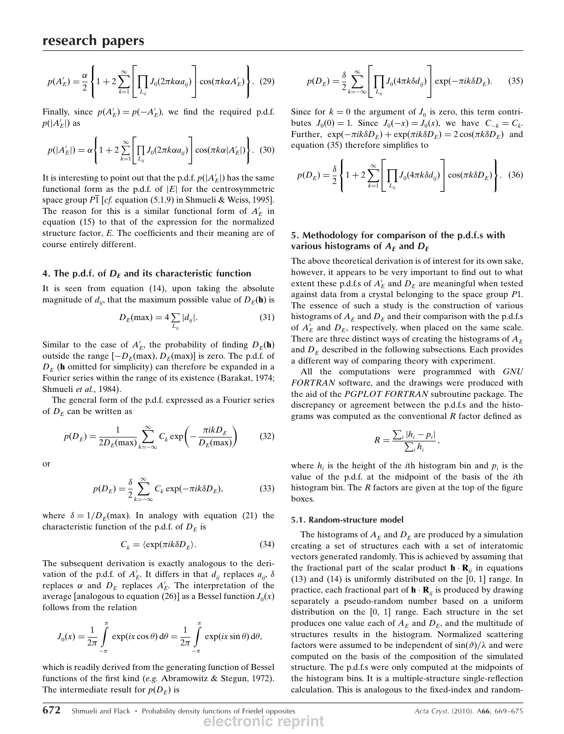$$p(A'_E) = \frac{\alpha}{2}\left\{1 + 2\sum_{k=1}^{\infty}\left[\prod_{L_{ij}} J_0(2\pi k\alpha a_{ij})\right]\cos(\pi k\alpha A'_E)\right\}. \quad (29)$$

Finally, since $p(A'_E) = p(-A'_E)$, we find the required p.d.f. $p(|A'_E|)$ as

$$p(|A'_E|) = \alpha\left\{1 + 2\sum_{k=1}^{\infty}\left[\prod_{L_{ij}} J_0(2\pi k\alpha a_{ij})\right]\cos(\pi k\alpha |A'_E|)\right\}. \quad (30)$$

It is interesting to point out that the p.d.f. $p(|A'_E|)$ has the same functional form as the p.d.f. of $|E|$ for the centrosymmetric space group $P\overline{1}$ [*cf.* equation (5.1.9) in Shmueli & Weiss, 1995]. The reason for this is a similar functional form of $A'_E$ in equation (15) to that of the expression for the normalized structure factor, $E$. The coefficients and their meaning are of course entirely different.

## 4. The p.d.f. of $D_E$ and its characteristic function

It is seen from equation (14), upon taking the absolute magnitude of $d_{ij}$, that the maximum possible value of $D_E(\mathbf{h})$ is

$$D_E(\max) = 4\sum_{L_{ij}} |d_{ij}|. \quad (31)$$

Similar to the case of $A'_E$, the probability of finding $D_E(\mathbf{h})$ outside the range $[-D_E(\max), D_E(\max)]$ is zero. The p.d.f. of $D_E$ ($\mathbf{h}$ omitted for simplicity) can therefore be expanded in a Fourier series within the range of its existence (Barakat, 1974; Shmueli *et al.*, 1984).

The general form of the p.d.f. expressed as a Fourier series of $D_E$ can be written as

$$p(D_E) = \frac{1}{2D_E(\max)}\sum_{k=-\infty}^{\infty} C_k \exp\left(-\frac{\pi i k D_E}{D_E(\max)}\right) \quad (32)$$

or

$$p(D_E) = \frac{\delta}{2}\sum_{k=-\infty}^{\infty} C_k \exp(-\pi i k\delta D_E), \quad (33)$$

where $\delta = 1/D_E(\max)$. In analogy with equation (21) the characteristic function of the p.d.f. of $D_E$ is

$$C_k = \langle \exp(\pi i k\delta D_E)\rangle. \quad (34)$$

The subsequent derivation is exactly analogous to the derivation of the p.d.f. of $A'_E$. It differs in that $d_{ij}$ replaces $a_{ij}$, $\delta$ replaces $\alpha$ and $D_E$ replaces $A'_E$. The interpretation of the average [analogous to equation (26)] as a Bessel function $J_0(x)$ follows from the relation

$$J_0(x) = \frac{1}{2\pi}\int_{-\pi}^{\pi} \exp(ix\cos\theta)\,\mathrm{d}\theta = \frac{1}{2\pi}\int_{-\pi}^{\pi} \exp(ix\sin\theta)\,\mathrm{d}\theta,$$

which is readily derived from the generating function of Bessel functions of the first kind (*e.g.* Abramowitz & Stegun, 1972). The intermediate result for $p(D_E)$ is

$$p(D_E) = \frac{\delta}{2}\sum_{k=-\infty}^{\infty}\left[\prod_{L_{ij}} J_0(4\pi k\delta d_{ij})\right]\exp(-\pi i k\delta D_E). \quad (35)$$

Since for $k = 0$ the argument of $J_0$ is zero, this term contributes $J_0(0) = 1$. Since $J_0(-x) = J_0(x)$, we have $C_{-k} = C_k$. Further, $\exp(-\pi i k\delta D_E) + \exp(\pi i k\delta D_E) = 2\cos(\pi k\delta D_E)$ and equation (35) therefore simplifies to

$$p(D_E) = \frac{\delta}{2}\left\{1 + 2\sum_{k=1}^{\infty}\left[\prod_{L_{ij}} J_0(4\pi k\delta d_{ij})\right]\cos(\pi k\delta D_E)\right\}. \quad (36)$$

## 5. Methodology for comparison of the p.d.f.s with various histograms of $A_E$ and $D_E$

The above theoretical derivation is of interest for its own sake, however, it appears to be very important to find out to what extent these p.d.f.s of $A'_E$ and $D_E$ are meaningful when tested against data from a crystal belonging to the space group $P1$. The essence of such a study is the construction of various histograms of $A_E$ and $D_E$ and their comparison with the p.d.f.s of $A'_E$ and $D_E$, respectively, when placed on the same scale. There are three distinct ways of creating the histograms of $A_E$ and $D_E$ described in the following subsections. Each provides a different way of comparing theory with experiment.

All the computations were programmed with *GNU FORTRAN* software, and the drawings were produced with the aid of the *PGPLOT FORTRAN* subroutine package. The discrepancy or agreement between the p.d.f.s and the histograms was computed as the conventional $R$ factor defined as

$$R = \frac{\sum_i |h_i - p_i|}{\sum_i h_i},$$

where $h_i$ is the height of the $i$th histogram bin and $p_i$ is the value of the p.d.f. at the midpoint of the basis of the $i$th histogram bin. The $R$ factors are given at the top of the figure boxes.

### 5.1. Random-structure model

The histograms of $A_E$ and $D_E$ are produced by a simulation creating a set of structures each with a set of interatomic vectors generated randomly. This is achieved by assuming that the fractional part of the scalar product $\mathbf{h}\cdot\mathbf{R}_{ij}$ in equations (13) and (14) is uniformly distributed on the [0, 1] range. In practice, each fractional part of $\mathbf{h}\cdot\mathbf{R}_{ij}$ is produced by drawing separately a pseudo-random number based on a uniform distribution on the [0, 1] range. Each structure in the set produces one value each of $A_E$ and $D_E$, and the multitude of structures results in the histogram. Normalized scattering factors were assumed to be independent of $\sin(\vartheta)/\lambda$ and were computed on the basis of the composition of the simulated structure. The p.d.f.s were only computed at the midpoints of the histogram bins. It is a multiple-structure single-reflection calculation. This is analogous to the fixed-index and random-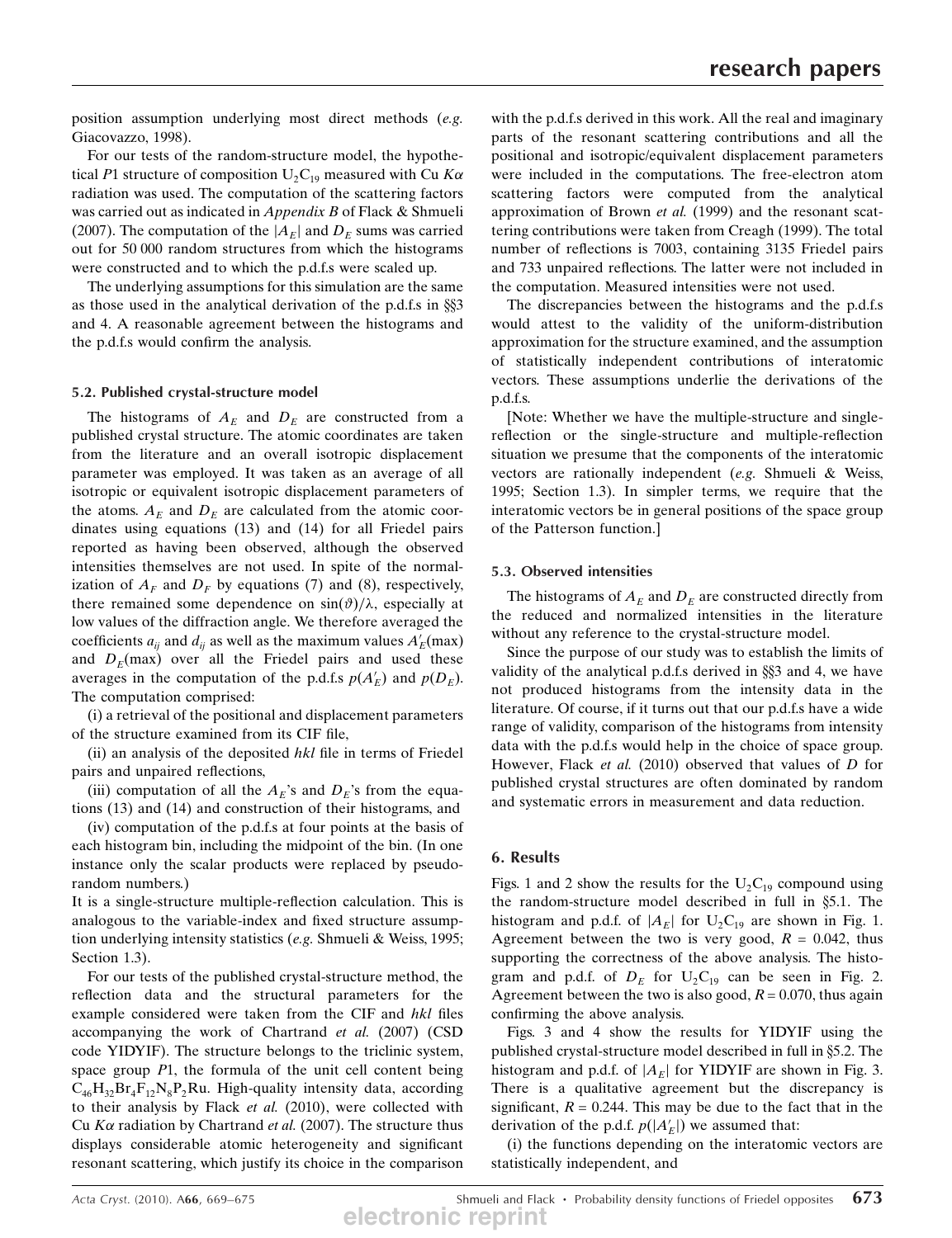position assumption underlying most direct methods (*e.g.* Giacovazzo, 1998).

For our tests of the random-structure model, the hypothetical $P1$ structure of composition $U_2C_{19}$ measured with Cu $K\alpha$ radiation was used. The computation of the scattering factors was carried out as indicated in *Appendix B* of Flack & Shmueli (2007). The computation of the $|A_E|$ and $D_E$ sums was carried out for 50 000 random structures from which the histograms were constructed and to which the p.d.f.s were scaled up.

The underlying assumptions for this simulation are the same as those used in the analytical derivation of the p.d.f.s in §§3 and 4. A reasonable agreement between the histograms and the p.d.f.s would confirm the analysis.

### 5.2. Published crystal-structure model

The histograms of $A_E$ and $D_E$ are constructed from a published crystal structure. The atomic coordinates are taken from the literature and an overall isotropic displacement parameter was employed. It was taken as an average of all isotropic or equivalent isotropic displacement parameters of the atoms. $A_E$ and $D_E$ are calculated from the atomic coordinates using equations (13) and (14) for all Friedel pairs reported as having been observed, although the observed intensities themselves are not used. In spite of the normalization of $A_F$ and $D_F$ by equations (7) and (8), respectively, there remained some dependence on $\sin(\vartheta)/\lambda$, especially at low values of the diffraction angle. We therefore averaged the coefficients $a_{ij}$ and $d_{ij}$ as well as the maximum values $A'_E(\max)$ and $D_E(\max)$ over all the Friedel pairs and used these averages in the computation of the p.d.f.s $p(A'_E)$ and $p(D_E)$. The computation comprised:

(i) a retrieval of the positional and displacement parameters of the structure examined from its CIF file,

(ii) an analysis of the deposited *hkl* file in terms of Friedel pairs and unpaired reflections,

(iii) computation of all the $A_E$'s and $D_E$'s from the equations (13) and (14) and construction of their histograms, and

(iv) computation of the p.d.f.s at four points at the basis of each histogram bin, including the midpoint of the bin. (In one instance only the scalar products were replaced by pseudorandom numbers.)

It is a single-structure multiple-reflection calculation. This is analogous to the variable-index and fixed structure assumption underlying intensity statistics (*e.g.* Shmueli & Weiss, 1995; Section 1.3).

For our tests of the published crystal-structure method, the reflection data and the structural parameters for the example considered were taken from the CIF and *hkl* files accompanying the work of Chartrand *et al.* (2007) (CSD code YIDYIF). The structure belongs to the triclinic system, space group $P1$, the formula of the unit cell content being $C_{46}H_{32}Br_4F_{12}N_8P_2Ru$. High-quality intensity data, according to their analysis by Flack *et al.* (2010), were collected with Cu $K\alpha$ radiation by Chartrand *et al.* (2007). The structure thus displays considerable atomic heterogeneity and significant resonant scattering, which justify its choice in the comparison with the p.d.f.s derived in this work. All the real and imaginary parts of the resonant scattering contributions and all the positional and isotropic/equivalent displacement parameters were included in the computations. The free-electron atom scattering factors were computed from the analytical approximation of Brown *et al.* (1999) and the resonant scattering contributions were taken from Creagh (1999). The total number of reflections is 7003, containing 3135 Friedel pairs and 733 unpaired reflections. The latter were not included in the computation. Measured intensities were not used.

The discrepancies between the histograms and the p.d.f.s would attest to the validity of the uniform-distribution approximation for the structure examined, and the assumption of statistically independent contributions of interatomic vectors. These assumptions underlie the derivations of the p.d.f.s.

[Note: Whether we have the multiple-structure and single-reflection or the single-structure and multiple-reflection situation we presume that the components of the interatomic vectors are rationally independent (*e.g.* Shmueli & Weiss, 1995; Section 1.3). In simpler terms, we require that the interatomic vectors be in general positions of the space group of the Patterson function.]

### 5.3. Observed intensities

The histograms of $A_E$ and $D_E$ are constructed directly from the reduced and normalized intensities in the literature without any reference to the crystal-structure model.

Since the purpose of our study was to establish the limits of validity of the analytical p.d.f.s derived in §§3 and 4, we have not produced histograms from the intensity data in the literature. Of course, if it turns out that our p.d.f.s have a wide range of validity, comparison of the histograms from intensity data with the p.d.f.s would help in the choice of space group. However, Flack *et al.* (2010) observed that values of $D$ for published crystal structures are often dominated by random and systematic errors in measurement and data reduction.

## 6. Results

Figs. 1 and 2 show the results for the $U_2C_{19}$ compound using the random-structure model described in full in §5.1. The histogram and p.d.f. of $|A_E|$ for $U_2C_{19}$ are shown in Fig. 1. Agreement between the two is very good, $R = 0.042$, thus supporting the correctness of the above analysis. The histogram and p.d.f. of $D_E$ for $U_2C_{19}$ can be seen in Fig. 2. Agreement between the two is also good, $R = 0.070$, thus again confirming the above analysis.

Figs. 3 and 4 show the results for YIDYIF using the published crystal-structure model described in full in §5.2. The histogram and p.d.f. of $|A_E|$ for YIDYIF are shown in Fig. 3. There is a qualitative agreement but the discrepancy is significant, $R = 0.244$. This may be due to the fact that in the derivation of the p.d.f. $p(|A'_E|)$ we assumed that:

(i) the functions depending on the interatomic vectors are statistically independent, and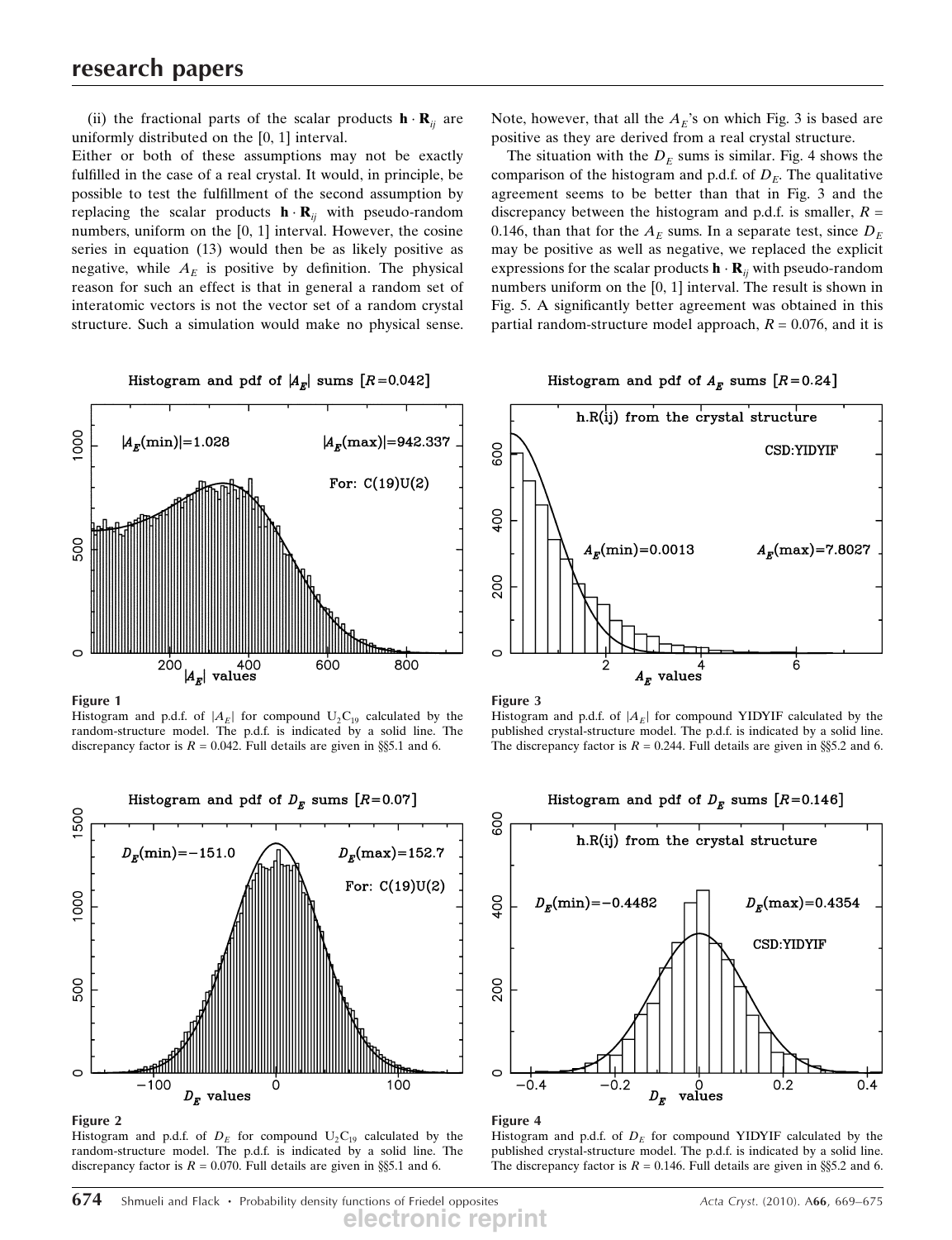(ii) the fractional parts of the scalar products $\mathbf{h} \cdot \mathbf{R}_{ij}$ are uniformly distributed on the [0, 1] interval.

Either or both of these assumptions may not be exactly fulfilled in the case of a real crystal. It would, in principle, be possible to test the fulfillment of the second assumption by replacing the scalar products $\mathbf{h} \cdot \mathbf{R}_{ij}$ with pseudo-random numbers, uniform on the [0, 1] interval. However, the cosine series in equation (13) would then be as likely positive as negative, while $A_E$ is positive by definition. The physical reason for such an effect is that in general a random set of interatomic vectors is not the vector set of a random crystal structure. Such a simulation would make no physical sense. Note, however, that all the $A_E$'s on which Fig. 3 is based are positive as they are derived from a real crystal structure.

The situation with the $D_E$ sums is similar. Fig. 4 shows the comparison of the histogram and p.d.f. of $D_E$. The qualitative agreement seems to be better than that in Fig. 3 and the discrepancy between the histogram and p.d.f. is smaller, $R$ = 0.146, than that for the $A_E$ sums. In a separate test, since $D_E$ may be positive as well as negative, we replaced the explicit expressions for the scalar products $\mathbf{h} \cdot \mathbf{R}_{ij}$ with pseudo-random numbers uniform on the [0, 1] interval. The result is shown in Fig. 5. A significantly better agreement was obtained in this partial random-structure model approach, $R$ = 0.076, and it is

**Figure 1**
Histogram and p.d.f. of $|A_E|$ for compound $U_2C_{19}$ calculated by the random-structure model. The p.d.f. is indicated by a solid line. The discrepancy factor is $R$ = 0.042. Full details are given in §§5.1 and 6.

**Figure 2**
Histogram and p.d.f. of $D_E$ for compound $U_2C_{19}$ calculated by the random-structure model. The p.d.f. is indicated by a solid line. The discrepancy factor is $R$ = 0.070. Full details are given in §§5.1 and 6.

**Figure 3**
Histogram and p.d.f. of $|A_E|$ for compound YIDYIF calculated by the published crystal-structure model. The p.d.f. is indicated by a solid line. The discrepancy factor is $R$ = 0.244. Full details are given in §§5.2 and 6.

**Figure 4**
Histogram and p.d.f. of $D_E$ for compound YIDYIF calculated by the published crystal-structure model. The p.d.f. is indicated by a solid line. The discrepancy factor is $R$ = 0.146. Full details are given in §§5.2 and 6.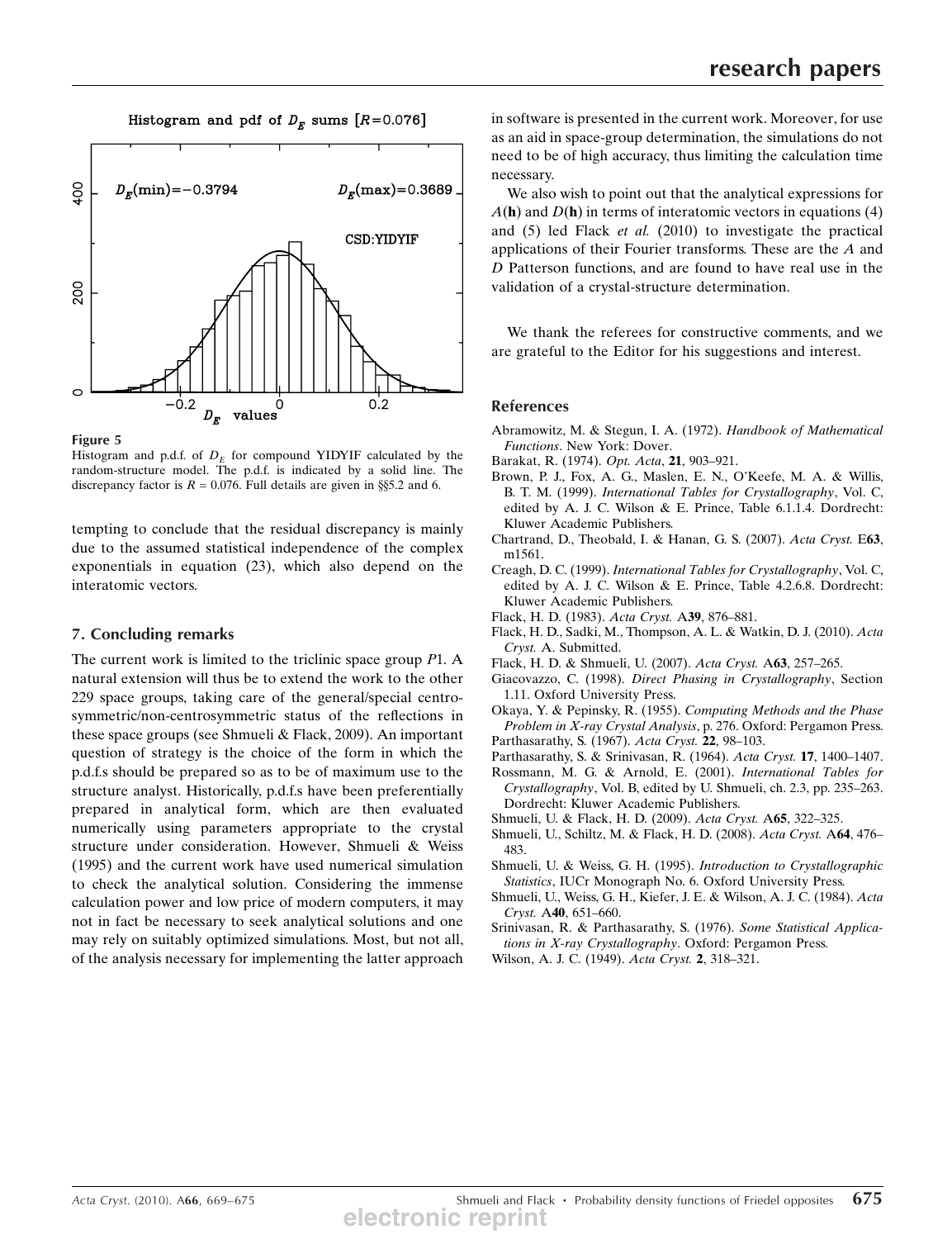Histogram and pdf of $D_E$ sums [$R$=0.076]

$D_E$(min)=−0.3794

$D_E$(max)=0.3689

CSD:YIDYIF

400

200

0

−0.2

0

0.2

$D_E$ values

**Figure 5**
Histogram and p.d.f. of $D_E$ for compound YIDYIF calculated by the random-structure model. The p.d.f. is indicated by a solid line. The discrepancy factor is $R$ = 0.076. Full details are given in §§5.2 and 6.

tempting to conclude that the residual discrepancy is mainly due to the assumed statistical independence of the complex exponentials in equation (23), which also depend on the interatomic vectors.

## 7. Concluding remarks

The current work is limited to the triclinic space group *P*1. A natural extension will thus be to extend the work to the other 229 space groups, taking care of the general/special centrosymmetric/non-centrosymmetric status of the reflections in these space groups (see Shmueli & Flack, 2009). An important question of strategy is the choice of the form in which the p.d.f.s should be prepared so as to be of maximum use to the structure analyst. Historically, p.d.f.s have been preferentially prepared in analytical form, which are then evaluated numerically using parameters appropriate to the crystal structure under consideration. However, Shmueli & Weiss (1995) and the current work have used numerical simulation to check the analytical solution. Considering the immense calculation power and low price of modern computers, it may not in fact be necessary to seek analytical solutions and one may rely on suitably optimized simulations. Most, but not all, of the analysis necessary for implementing the latter approach in software is presented in the current work. Moreover, for use as an aid in space-group determination, the simulations do not need to be of high accuracy, thus limiting the calculation time necessary.

We also wish to point out that the analytical expressions for $A(\mathbf{h})$ and $D(\mathbf{h})$ in terms of interatomic vectors in equations (4) and (5) led Flack *et al.* (2010) to investigate the practical applications of their Fourier transforms. These are the *A* and *D* Patterson functions, and are found to have real use in the validation of a crystal-structure determination.

We thank the referees for constructive comments, and we are grateful to the Editor for his suggestions and interest.

## References

Abramowitz, M. & Stegun, I. A. (1972). *Handbook of Mathematical Functions*. New York: Dover.

Barakat, R. (1974). *Opt. Acta*, **21**, 903–921.

Brown, P. J., Fox, A. G., Maslen, E. N., O'Keefe, M. A. & Willis, B. T. M. (1999). *International Tables for Crystallography*, Vol. C, edited by A. J. C. Wilson & E. Prince, Table 6.1.1.4. Dordrecht: Kluwer Academic Publishers.

Chartrand, D., Theobald, I. & Hanan, G. S. (2007). *Acta Cryst.* E**63**, m1561.

Creagh, D. C. (1999). *International Tables for Crystallography*, Vol. C, edited by A. J. C. Wilson & E. Prince, Table 4.2.6.8. Dordrecht: Kluwer Academic Publishers.

Flack, H. D. (1983). *Acta Cryst.* A**39**, 876–881.

Flack, H. D., Sadki, M., Thompson, A. L. & Watkin, D. J. (2010). *Acta Cryst.* A. Submitted.

Flack, H. D. & Shmueli, U. (2007). *Acta Cryst.* A**63**, 257–265.

Giacovazzo, C. (1998). *Direct Phasing in Crystallography*, Section 1.11. Oxford University Press.

Okaya, Y. & Pepinsky, R. (1955). *Computing Methods and the Phase Problem in X-ray Crystal Analysis*, p. 276. Oxford: Pergamon Press.

Parthasarathy, S. (1967). *Acta Cryst.* **22**, 98–103.

Parthasarathy, S. & Srinivasan, R. (1964). *Acta Cryst.* **17**, 1400–1407.

Rossmann, M. G. & Arnold, E. (2001). *International Tables for Crystallography*, Vol. B, edited by U. Shmueli, ch. 2.3, pp. 235–263. Dordrecht: Kluwer Academic Publishers.

Shmueli, U. & Flack, H. D. (2009). *Acta Cryst.* A**65**, 322–325.

Shmueli, U., Schiltz, M. & Flack, H. D. (2008). *Acta Cryst.* A**64**, 476–483.

Shmueli, U. & Weiss, G. H. (1995). *Introduction to Crystallographic Statistics*, IUCr Monograph No. 6. Oxford University Press.

Shmueli, U., Weiss, G. H., Kiefer, J. E. & Wilson, A. J. C. (1984). *Acta Cryst.* A**40**, 651–660.

Srinivasan, R. & Parthasarathy, S. (1976). *Some Statistical Applications in X-ray Crystallography*. Oxford: Pergamon Press.

Wilson, A. J. C. (1949). *Acta Cryst.* **2**, 318–321.